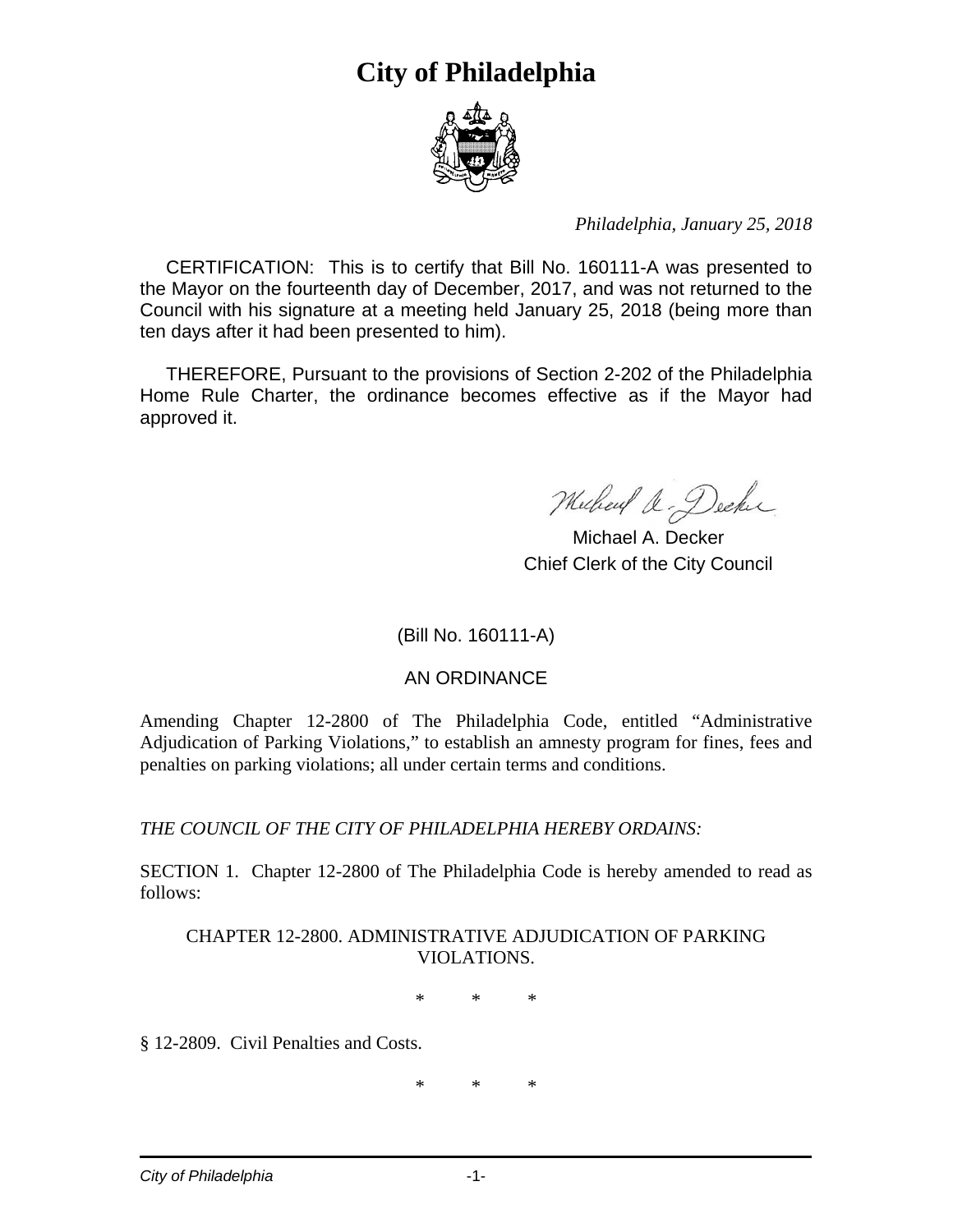# City of Philadelphia

*Philadelphia, January 25, 2018*

CERTIFICATION: This is to certify that Bill No. 160111-A was presented to the Mayor on the fourteenth day of December, 2017, and was not returned to the Council with his signature at a meeting held January 25, 2018 (being more than ten days after it had been presented to him).

THEREFORE, Pursuant to the provisions of Section 2-202 of the Philadelphia Home Rule Charter, the ordinance becomes effective as if the Mayor had approved it.

Michael A. Decker
Chief Clerk of the City Council

(Bill No. 160111-A)

AN ORDINANCE

Amending Chapter 12-2800 of The Philadelphia Code, entitled "Administrative Adjudication of Parking Violations," to establish an amnesty program for fines, fees and penalties on parking violations; all under certain terms and conditions.

*THE COUNCIL OF THE CITY OF PHILADELPHIA HEREBY ORDAINS:*

SECTION 1. Chapter 12-2800 of The Philadelphia Code is hereby amended to read as follows:

CHAPTER 12-2800. ADMINISTRATIVE ADJUDICATION OF PARKING VIOLATIONS.

\* \* \*

§ 12-2809. Civil Penalties and Costs.

\* \* \*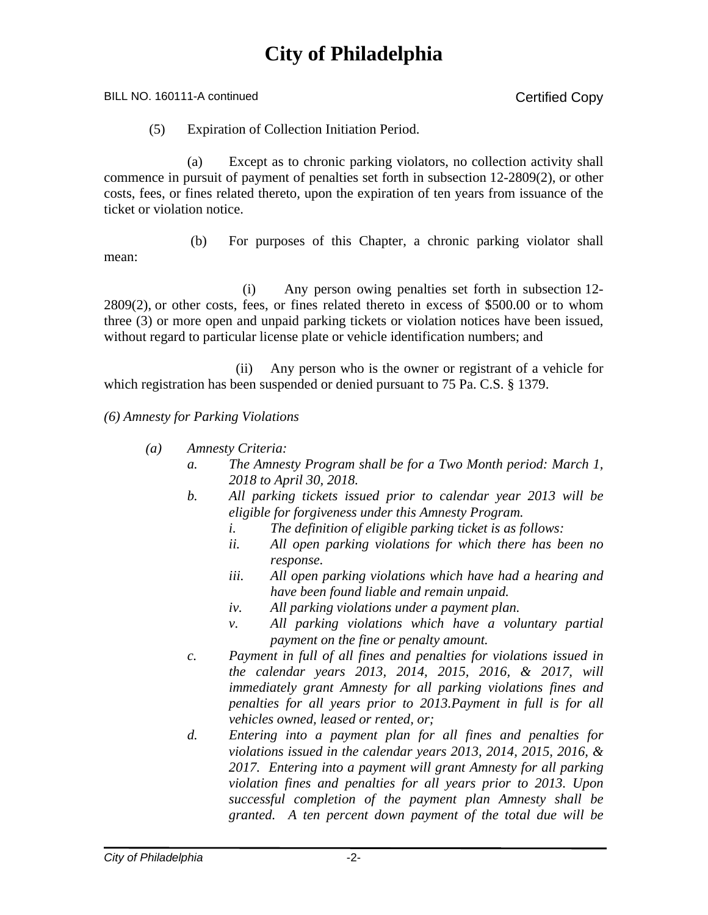# City of Philadelphia

BILL NO. 160111-A continued

Certified Copy

(5) Expiration of Collection Initiation Period.

(a) Except as to chronic parking violators, no collection activity shall commence in pursuit of payment of penalties set forth in subsection 12-2809(2), or other costs, fees, or fines related thereto, upon the expiration of ten years from issuance of the ticket or violation notice.

(b) For purposes of this Chapter, a chronic parking violator shall mean:

(i) Any person owing penalties set forth in subsection 12-2809(2), or other costs, fees, or fines related thereto in excess of $500.00 or to whom three (3) or more open and unpaid parking tickets or violation notices have been issued, without regard to particular license plate or vehicle identification numbers; and

(ii) Any person who is the owner or registrant of a vehicle for which registration has been suspended or denied pursuant to 75 Pa. C.S. § 1379.

*(6) Amnesty for Parking Violations*

*(a) Amnesty Criteria:*

- *a. The Amnesty Program shall be for a Two Month period: March 1, 2018 to April 30, 2018.*
- *b. All parking tickets issued prior to calendar year 2013 will be eligible for forgiveness under this Amnesty Program.*
  - *i. The definition of eligible parking ticket is as follows:*
  - *ii. All open parking violations for which there has been no response.*
  - *iii. All open parking violations which have had a hearing and have been found liable and remain unpaid.*
  - *iv. All parking violations under a payment plan.*
  - *v. All parking violations which have a voluntary partial payment on the fine or penalty amount.*
- *c. Payment in full of all fines and penalties for violations issued in the calendar years 2013, 2014, 2015, 2016, & 2017, will immediately grant Amnesty for all parking violations fines and penalties for all years prior to 2013.Payment in full is for all vehicles owned, leased or rented, or;*
- *d. Entering into a payment plan for all fines and penalties for violations issued in the calendar years 2013, 2014, 2015, 2016, & 2017. Entering into a payment will grant Amnesty for all parking violation fines and penalties for all years prior to 2013. Upon successful completion of the payment plan Amnesty shall be granted. A ten percent down payment of the total due will be*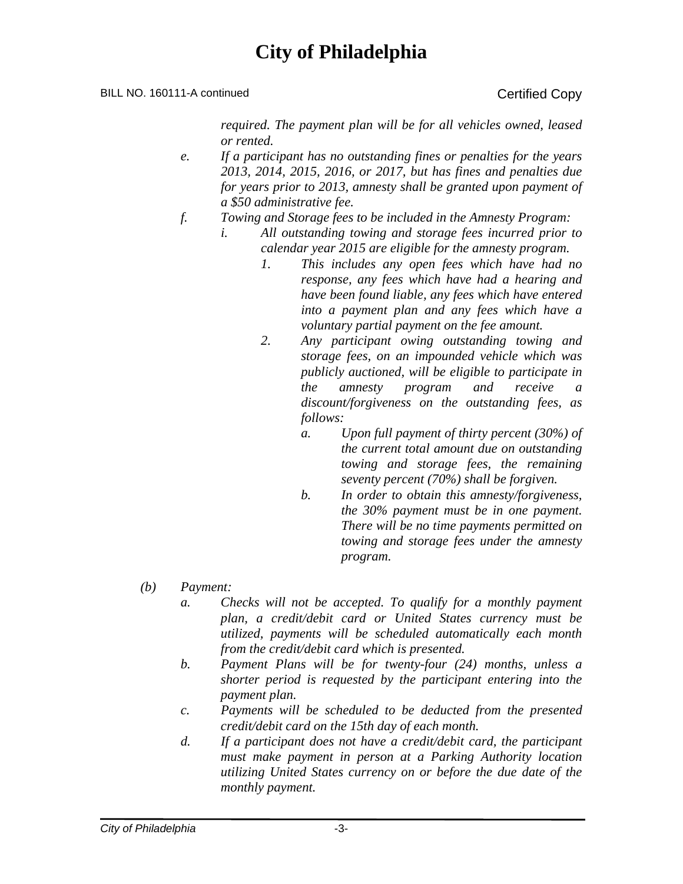*required. The payment plan will be for all vehicles owned, leased or rented.*

*e. If a participant has no outstanding fines or penalties for the years 2013, 2014, 2015, 2016, or 2017, but has fines and penalties due for years prior to 2013, amnesty shall be granted upon payment of a $50 administrative fee.*

*f. Towing and Storage fees to be included in the Amnesty Program:*

*i. All outstanding towing and storage fees incurred prior to calendar year 2015 are eligible for the amnesty program.*

*1. This includes any open fees which have had no response, any fees which have had a hearing and have been found liable, any fees which have entered into a payment plan and any fees which have a voluntary partial payment on the fee amount.*

*2. Any participant owing outstanding towing and storage fees, on an impounded vehicle which was publicly auctioned, will be eligible to participate in the amnesty program and receive a discount/forgiveness on the outstanding fees, as follows:*

*a. Upon full payment of thirty percent (30%) of the current total amount due on outstanding towing and storage fees, the remaining seventy percent (70%) shall be forgiven.*

*b. In order to obtain this amnesty/forgiveness, the 30% payment must be in one payment. There will be no time payments permitted on towing and storage fees under the amnesty program.*

*(b) Payment:*

*a. Checks will not be accepted. To qualify for a monthly payment plan, a credit/debit card or United States currency must be utilized, payments will be scheduled automatically each month from the credit/debit card which is presented.*

*b. Payment Plans will be for twenty-four (24) months, unless a shorter period is requested by the participant entering into the payment plan.*

*c. Payments will be scheduled to be deducted from the presented credit/debit card on the 15th day of each month.*

*d. If a participant does not have a credit/debit card, the participant must make payment in person at a Parking Authority location utilizing United States currency on or before the due date of the monthly payment.*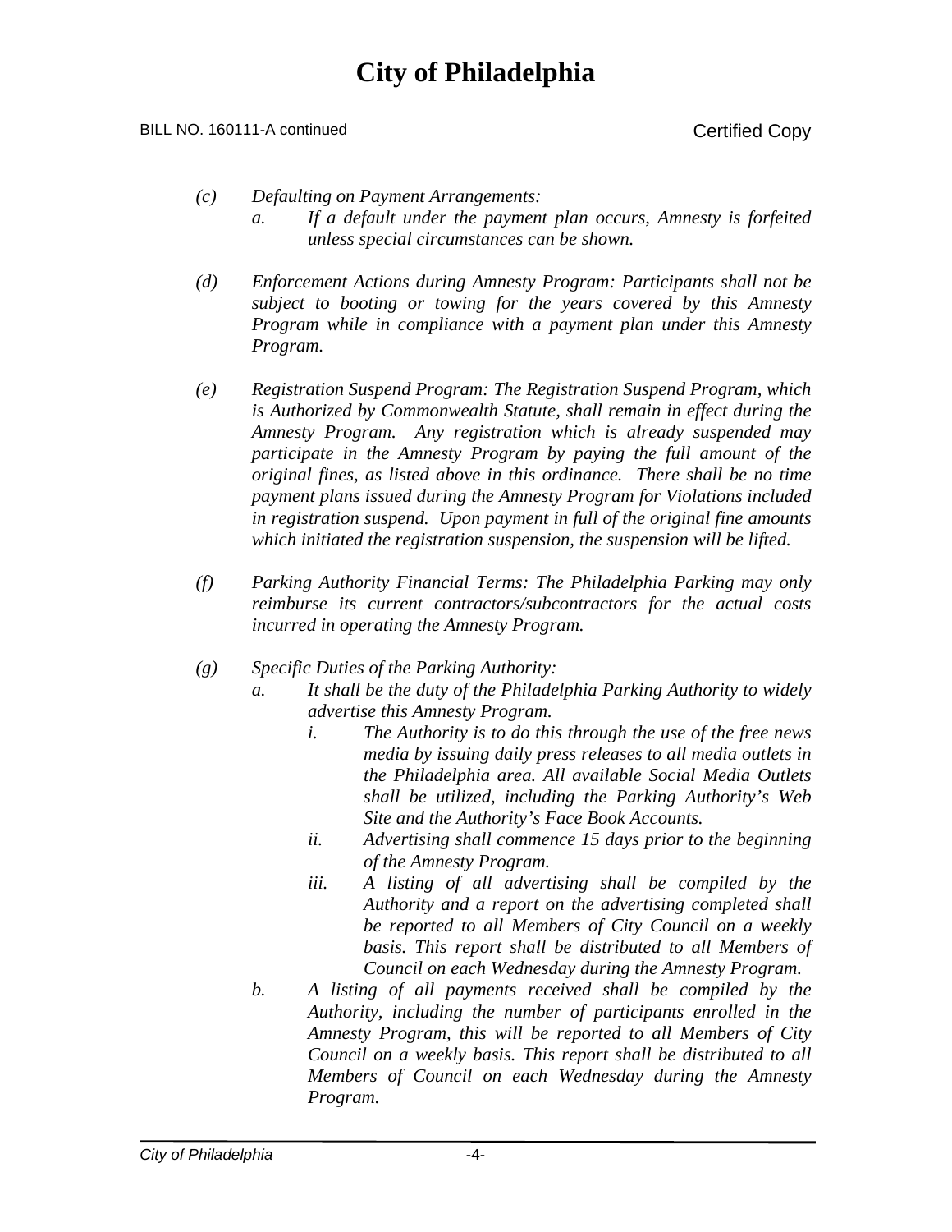*(c) Defaulting on Payment Arrangements:*

*a. If a default under the payment plan occurs, Amnesty is forfeited unless special circumstances can be shown.*

*(d) Enforcement Actions during Amnesty Program: Participants shall not be subject to booting or towing for the years covered by this Amnesty Program while in compliance with a payment plan under this Amnesty Program.*

*(e) Registration Suspend Program: The Registration Suspend Program, which is Authorized by Commonwealth Statute, shall remain in effect during the Amnesty Program. Any registration which is already suspended may participate in the Amnesty Program by paying the full amount of the original fines, as listed above in this ordinance. There shall be no time payment plans issued during the Amnesty Program for Violations included in registration suspend. Upon payment in full of the original fine amounts which initiated the registration suspension, the suspension will be lifted.*

*(f) Parking Authority Financial Terms: The Philadelphia Parking may only reimburse its current contractors/subcontractors for the actual costs incurred in operating the Amnesty Program.*

*(g) Specific Duties of the Parking Authority:*

*a. It shall be the duty of the Philadelphia Parking Authority to widely advertise this Amnesty Program.*

*i. The Authority is to do this through the use of the free news media by issuing daily press releases to all media outlets in the Philadelphia area. All available Social Media Outlets shall be utilized, including the Parking Authority's Web Site and the Authority's Face Book Accounts.*

*ii. Advertising shall commence 15 days prior to the beginning of the Amnesty Program.*

*iii. A listing of all advertising shall be compiled by the Authority and a report on the advertising completed shall be reported to all Members of City Council on a weekly basis. This report shall be distributed to all Members of Council on each Wednesday during the Amnesty Program.*

*b. A listing of all payments received shall be compiled by the Authority, including the number of participants enrolled in the Amnesty Program, this will be reported to all Members of City Council on a weekly basis. This report shall be distributed to all Members of Council on each Wednesday during the Amnesty Program.*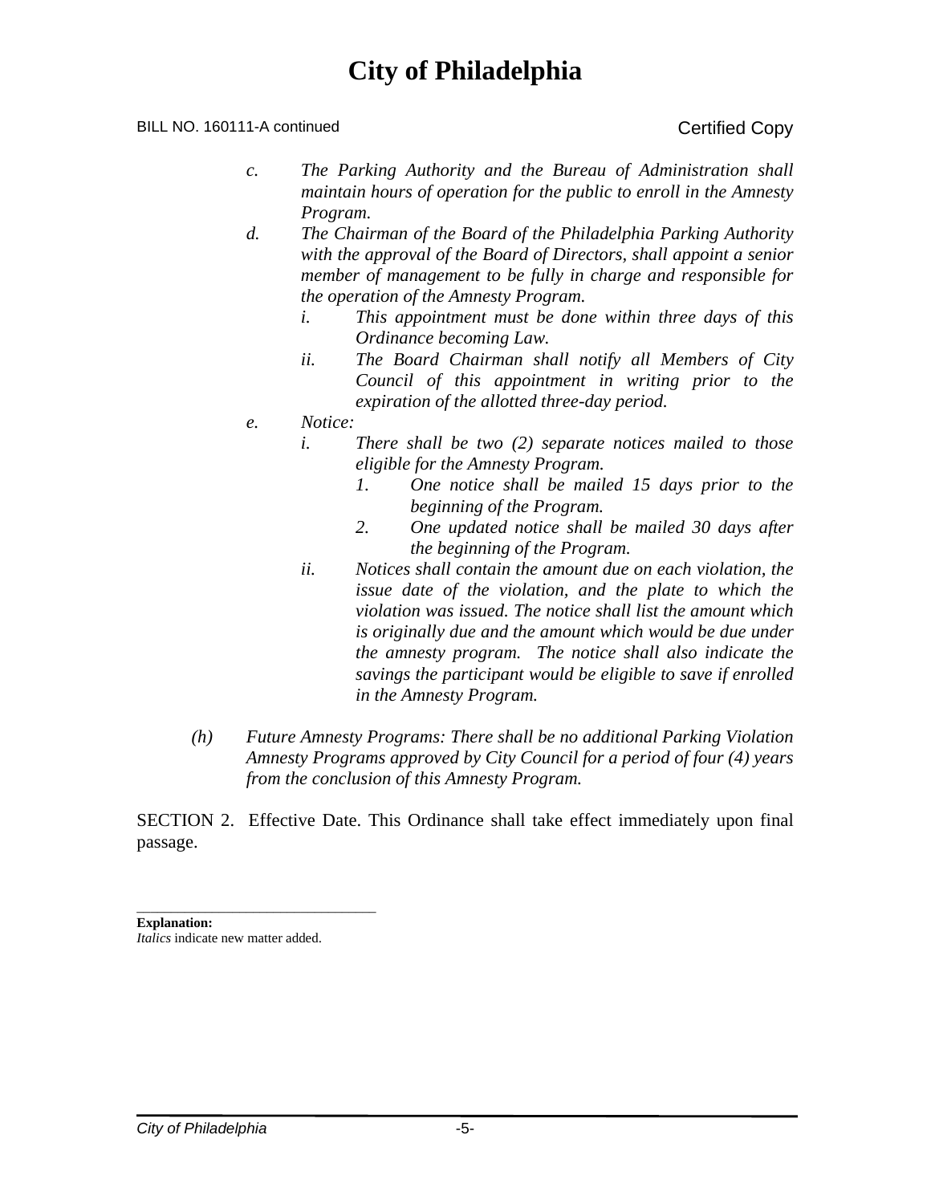*c. The Parking Authority and the Bureau of Administration shall maintain hours of operation for the public to enroll in the Amnesty Program.*

*d. The Chairman of the Board of the Philadelphia Parking Authority with the approval of the Board of Directors, shall appoint a senior member of management to be fully in charge and responsible for the operation of the Amnesty Program.*

  *i. This appointment must be done within three days of this Ordinance becoming Law.*

  *ii. The Board Chairman shall notify all Members of City Council of this appointment in writing prior to the expiration of the allotted three-day period.*

*e. Notice:*

  *i. There shall be two (2) separate notices mailed to those eligible for the Amnesty Program.*

    *1. One notice shall be mailed 15 days prior to the beginning of the Program.*

    *2. One updated notice shall be mailed 30 days after the beginning of the Program.*

  *ii. Notices shall contain the amount due on each violation, the issue date of the violation, and the plate to which the violation was issued. The notice shall list the amount which is originally due and the amount which would be due under the amnesty program. The notice shall also indicate the savings the participant would be eligible to save if enrolled in the Amnesty Program.*

*(h) Future Amnesty Programs: There shall be no additional Parking Violation Amnesty Programs approved by City Council for a period of four (4) years from the conclusion of this Amnesty Program.*

SECTION 2. Effective Date. This Ordinance shall take effect immediately upon final passage.

---

**Explanation:**
*Italics* indicate new matter added.